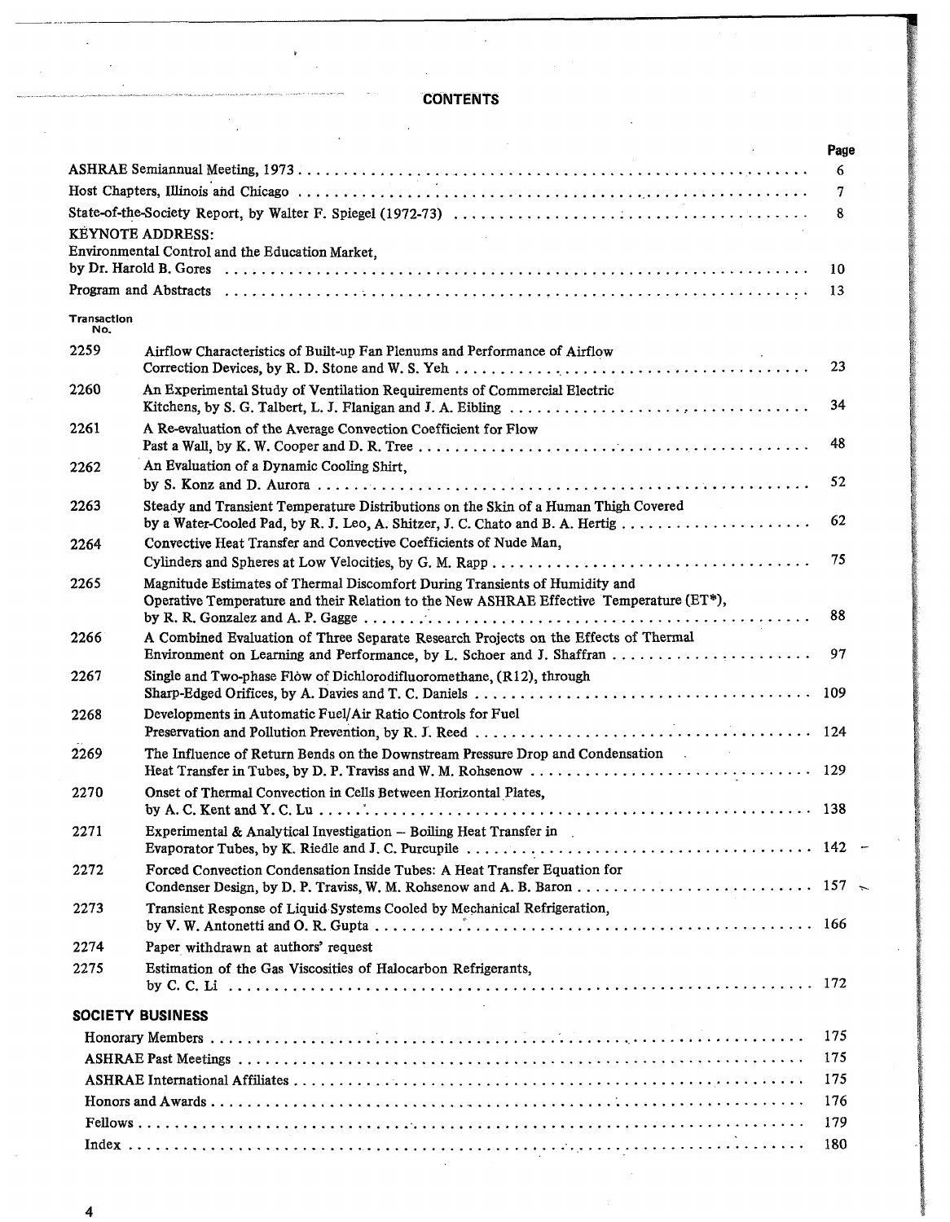# CONTENTS

| | Page |
|---|---|
| ASHRAE Semiannual Meeting, 1973 | 6 |
| Host Chapters, Illinois and Chicago | 7 |
| State-of-the-Society Report, by Walter F. Spiegel (1972-73) | 8 |
| KEYNOTE ADDRESS: Environmental Control and the Education Market, by Dr. Harold B. Gores | 10 |
| Program and Abstracts | 13 |

| Transaction No. | | |
|---|---|---|
| 2259 | Airflow Characteristics of Built-up Fan Plenums and Performance of Airflow Correction Devices, by R. D. Stone and W. S. Yeh | 23 |
| 2260 | An Experimental Study of Ventilation Requirements of Commercial Electric Kitchens, by S. G. Talbert, L. J. Flanigan and J. A. Eibling | 34 |
| 2261 | A Re-evaluation of the Average Convection Coefficient for Flow Past a Wall, by K. W. Cooper and D. R. Tree | 48 |
| 2262 | An Evaluation of a Dynamic Cooling Shirt, by S. Konz and D. Aurora | 52 |
| 2263 | Steady and Transient Temperature Distributions on the Skin of a Human Thigh Covered by a Water-Cooled Pad, by R. J. Leo, A. Shitzer, J. C. Chato and B. A. Hertig | 62 |
| 2264 | Convective Heat Transfer and Convective Coefficients of Nude Man, Cylinders and Spheres at Low Velocities, by G. M. Rapp | 75 |
| 2265 | Magnitude Estimates of Thermal Discomfort During Transients of Humidity and Operative Temperature and their Relation to the New ASHRAE Effective Temperature (ET*), by R. R. Gonzalez and A. P. Gagge | 88 |
| 2266 | A Combined Evaluation of Three Separate Research Projects on the Effects of Thermal Environment on Learning and Performance, by L. Schoer and J. Shaffran | 97 |
| 2267 | Single and Two-phase Flow of Dichlorodifluoromethane, (R12), through Sharp-Edged Orifices, by A. Davies and T. C. Daniels | 109 |
| 2268 | Developments in Automatic Fuel/Air Ratio Controls for Fuel Preservation and Pollution Prevention, by R. J. Reed | 124 |
| 2269 | The Influence of Return Bends on the Downstream Pressure Drop and Condensation Heat Transfer in Tubes, by D. P. Traviss and W. M. Rohsenow | 129 |
| 2270 | Onset of Thermal Convection in Cells Between Horizontal Plates, by A. C. Kent and Y. C. Lu | 138 |
| 2271 | Experimental & Analytical Investigation – Boiling Heat Transfer in Evaporator Tubes, by K. Riedle and J. C. Purcupile | 142 |
| 2272 | Forced Convection Condensation Inside Tubes: A Heat Transfer Equation for Condenser Design, by D. P. Traviss, W. M. Rohsenow and A. B. Baron | 157 |
| 2273 | Transient Response of Liquid Systems Cooled by Mechanical Refrigeration, by V. W. Antonetti and O. R. Gupta | 166 |
| 2274 | Paper withdrawn at authors' request | |
| 2275 | Estimation of the Gas Viscosities of Halocarbon Refrigerants, by C. C. Li | 172 |

## SOCIETY BUSINESS

| | |
|---|---|
| Honorary Members | 175 |
| ASHRAE Past Meetings | 175 |
| ASHRAE International Affiliates | 175 |
| Honors and Awards | 176 |
| Fellows | 179 |
| Index | 180 |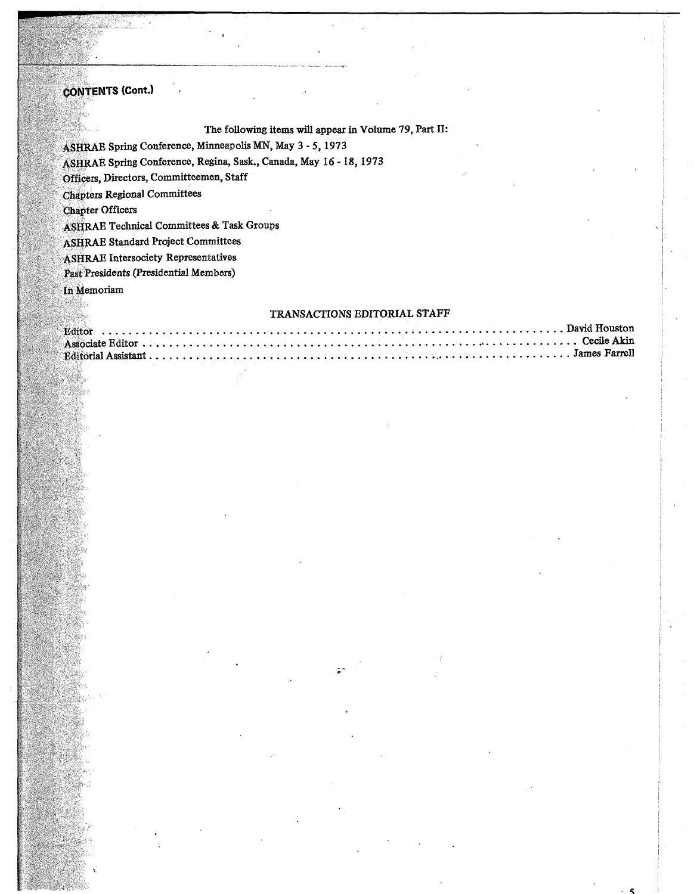## CONTENTS (Cont.)

The following items will appear in Volume 79, Part II:

ASHRAE Spring Conference, Minneapolis MN, May 3 - 5, 1973

ASHRAE Spring Conference, Regina, Sask., Canada, May 16 - 18, 1973

Officers, Directors, Committeemen, Staff

Chapters Regional Committees

Chapter Officers

ASHRAE Technical Committees & Task Groups

ASHRAE Standard Project Committees

ASHRAE Intersociety Representatives

Past Presidents (Presidential Members)

In Memoriam

### TRANSACTIONS EDITORIAL STAFF

Editor . . . . . . . . . . . . . . . . . . . . . . . . . . . . . . . . . . . . . . . . . . . . . . . . . . . . . . . . . . . . . . . David Houston

Associate Editor . . . . . . . . . . . . . . . . . . . . . . . . . . . . . . . . . . . . . . . . . . . . . . . . . . . . . . . . . . . Cecile Akin

Editorial Assistant . . . . . . . . . . . . . . . . . . . . . . . . . . . . . . . . . . . . . . . . . . . . . . . . . . . . . . . . . James Farrell